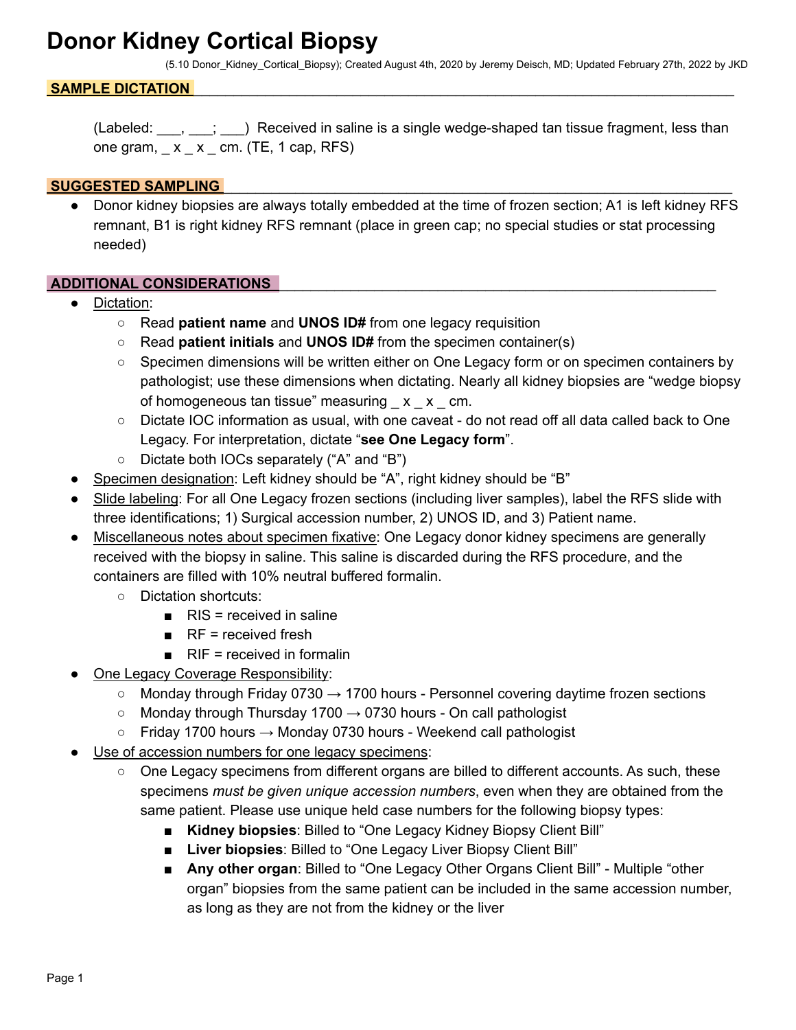# Donor Kidney Cortical Biopsy

(5.10 Donor_Kidney_Cortical_Biopsy); Created August 4th, 2020 by Jeremy Deisch, MD; Updated February 27th, 2022 by JKD

## SAMPLE DICTATION

(Labeled: ___, ___; ___) Received in saline is a single wedge-shaped tan tissue fragment, less than one gram, _ x _ x _ cm. (TE, 1 cap, RFS)

## SUGGESTED SAMPLING

- Donor kidney biopsies are always totally embedded at the time of frozen section; A1 is left kidney RFS remnant, B1 is right kidney RFS remnant (place in green cap; no special studies or stat processing needed)

## ADDITIONAL CONSIDERATIONS

- Dictation:
  - Read **patient name** and **UNOS ID#** from one legacy requisition
  - Read **patient initials** and **UNOS ID#** from the specimen container(s)
  - Specimen dimensions will be written either on One Legacy form or on specimen containers by pathologist; use these dimensions when dictating. Nearly all kidney biopsies are "wedge biopsy of homogeneous tan tissue" measuring _ x _ x _ cm.
  - Dictate IOC information as usual, with one caveat - do not read off all data called back to One Legacy. For interpretation, dictate "**see One Legacy form**".
  - Dictate both IOCs separately ("A" and "B")
- Specimen designation: Left kidney should be "A", right kidney should be "B"
- Slide labeling: For all One Legacy frozen sections (including liver samples), label the RFS slide with three identifications; 1) Surgical accession number, 2) UNOS ID, and 3) Patient name.
- Miscellaneous notes about specimen fixative: One Legacy donor kidney specimens are generally received with the biopsy in saline. This saline is discarded during the RFS procedure, and the containers are filled with 10% neutral buffered formalin.
  - Dictation shortcuts:
    - RIS = received in saline
    - RF = received fresh
    - RIF = received in formalin
- One Legacy Coverage Responsibility:
  - Monday through Friday 0730 → 1700 hours - Personnel covering daytime frozen sections
  - Monday through Thursday 1700 → 0730 hours - On call pathologist
  - Friday 1700 hours → Monday 0730 hours - Weekend call pathologist
- Use of accession numbers for one legacy specimens:
  - One Legacy specimens from different organs are billed to different accounts. As such, these specimens *must be given unique accession numbers*, even when they are obtained from the same patient. Please use unique held case numbers for the following biopsy types:
    - **Kidney biopsies**: Billed to "One Legacy Kidney Biopsy Client Bill"
    - **Liver biopsies**: Billed to "One Legacy Liver Biopsy Client Bill"
    - **Any other organ**: Billed to "One Legacy Other Organs Client Bill" - Multiple "other organ" biopsies from the same patient can be included in the same accession number, as long as they are not from the kidney or the liver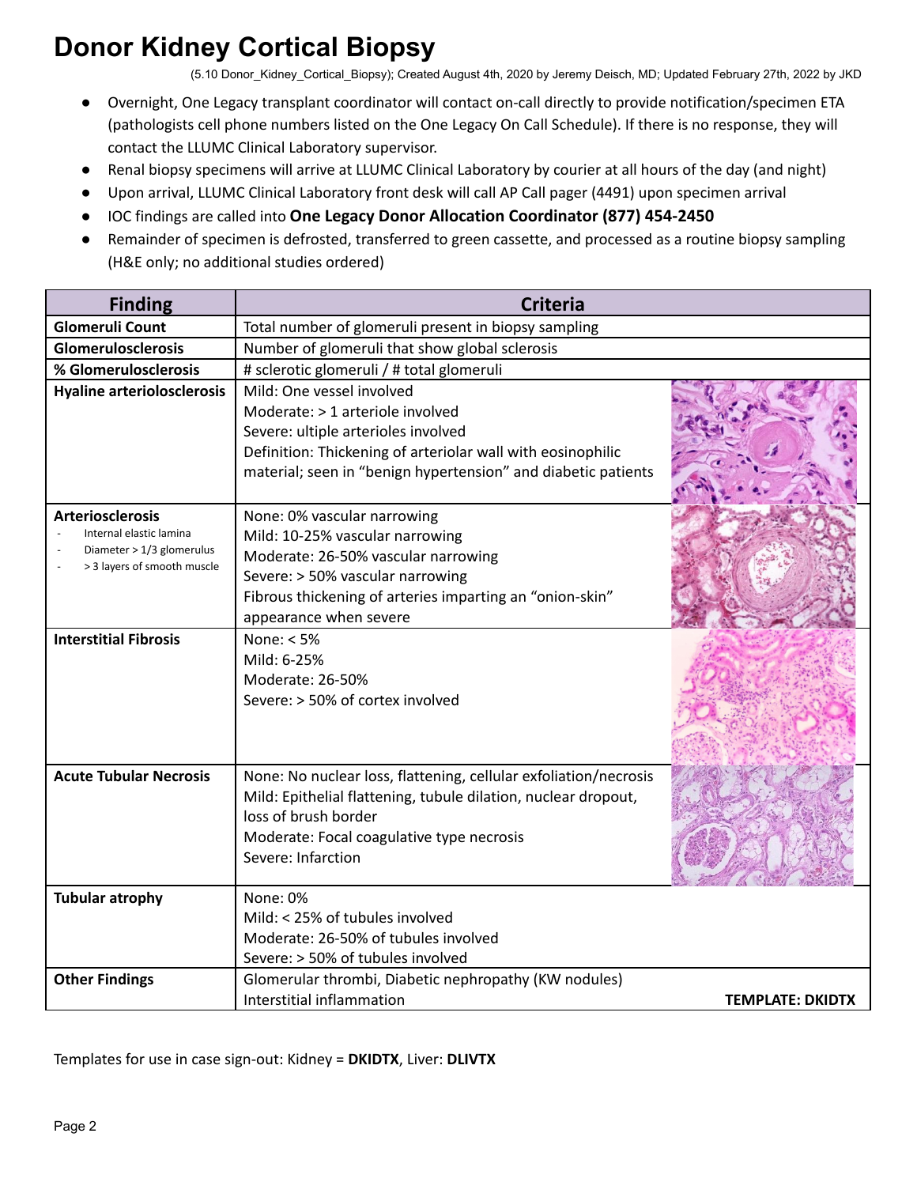# Donor Kidney Cortical Biopsy

(5.10 Donor_Kidney_Cortical_Biopsy); Created August 4th, 2020 by Jeremy Deisch, MD; Updated February 27th, 2022 by JKD

- Overnight, One Legacy transplant coordinator will contact on-call directly to provide notification/specimen ETA (pathologists cell phone numbers listed on the One Legacy On Call Schedule). If there is no response, they will contact the LLUMC Clinical Laboratory supervisor.
- Renal biopsy specimens will arrive at LLUMC Clinical Laboratory by courier at all hours of the day (and night)
- Upon arrival, LLUMC Clinical Laboratory front desk will call AP Call pager (4491) upon specimen arrival
- IOC findings are called into **One Legacy Donor Allocation Coordinator (877) 454-2450**
- Remainder of specimen is defrosted, transferred to green cassette, and processed as a routine biopsy sampling (H&E only; no additional studies ordered)

| Finding | Criteria |
|---|---|
| **Glomeruli Count** | Total number of glomeruli present in biopsy sampling |
| **Glomerulosclerosis** | Number of glomeruli that show global sclerosis |
| **% Glomerulosclerosis** | # sclerotic glomeruli / # total glomeruli |
| **Hyaline arteriolosclerosis** | Mild: One vessel involved<br>Moderate: > 1 arteriole involved<br>Severe: ultiple arterioles involved<br>Definition: Thickening of arteriolar wall with eosinophilic material; seen in "benign hypertension" and diabetic patients |
| **Arteriosclerosis**<br>- Internal elastic lamina<br>- Diameter > 1/3 glomerulus<br>- > 3 layers of smooth muscle | None: 0% vascular narrowing<br>Mild: 10-25% vascular narrowing<br>Moderate: 26-50% vascular narrowing<br>Severe: > 50% vascular narrowing<br>Fibrous thickening of arteries imparting an "onion-skin" appearance when severe |
| **Interstitial Fibrosis** | None: < 5%<br>Mild: 6-25%<br>Moderate: 26-50%<br>Severe: > 50% of cortex involved |
| **Acute Tubular Necrosis** | None: No nuclear loss, flattening, cellular exfoliation/necrosis<br>Mild: Epithelial flattening, tubule dilation, nuclear dropout, loss of brush border<br>Moderate: Focal coagulative type necrosis<br>Severe: Infarction |
| **Tubular atrophy** | None: 0%<br>Mild: < 25% of tubules involved<br>Moderate: 26-50% of tubules involved<br>Severe: > 50% of tubules involved |
| **Other Findings** | Glomerular thrombi, Diabetic nephropathy (KW nodules)<br>Interstitial inflammation **TEMPLATE: DKIDTX** |

Templates for use in case sign-out: Kidney = **DKIDTX**, Liver: **DLIVTX**